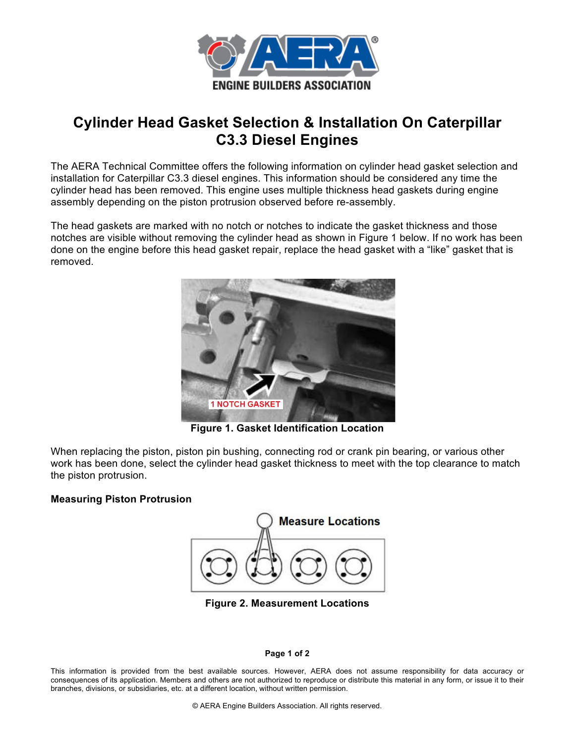# Cylinder Head Gasket Selection & Installation On Caterpillar C3.3 Diesel Engines

The AERA Technical Committee offers the following information on cylinder head gasket selection and installation for Caterpillar C3.3 diesel engines. This information should be considered any time the cylinder head has been removed. This engine uses multiple thickness head gaskets during engine assembly depending on the piston protrusion observed before re-assembly.

The head gaskets are marked with no notch or notches to indicate the gasket thickness and those notches are visible without removing the cylinder head as shown in Figure 1 below. If no work has been done on the engine before this head gasket repair, replace the head gasket with a "like" gasket that is removed.

**Figure 1. Gasket Identification Location**

When replacing the piston, piston pin bushing, connecting rod or crank pin bearing, or various other work has been done, select the cylinder head gasket thickness to meet with the top clearance to match the piston protrusion.

### Measuring Piston Protrusion

**Figure 2. Measurement Locations**

This information is provided from the best available sources. However, AERA does not assume responsibility for data accuracy or consequences of its application. Members and others are not authorized to reproduce or distribute this material in any form, or issue it to their branches, divisions, or subsidiaries, etc. at a different location, without written permission.

© AERA Engine Builders Association. All rights reserved.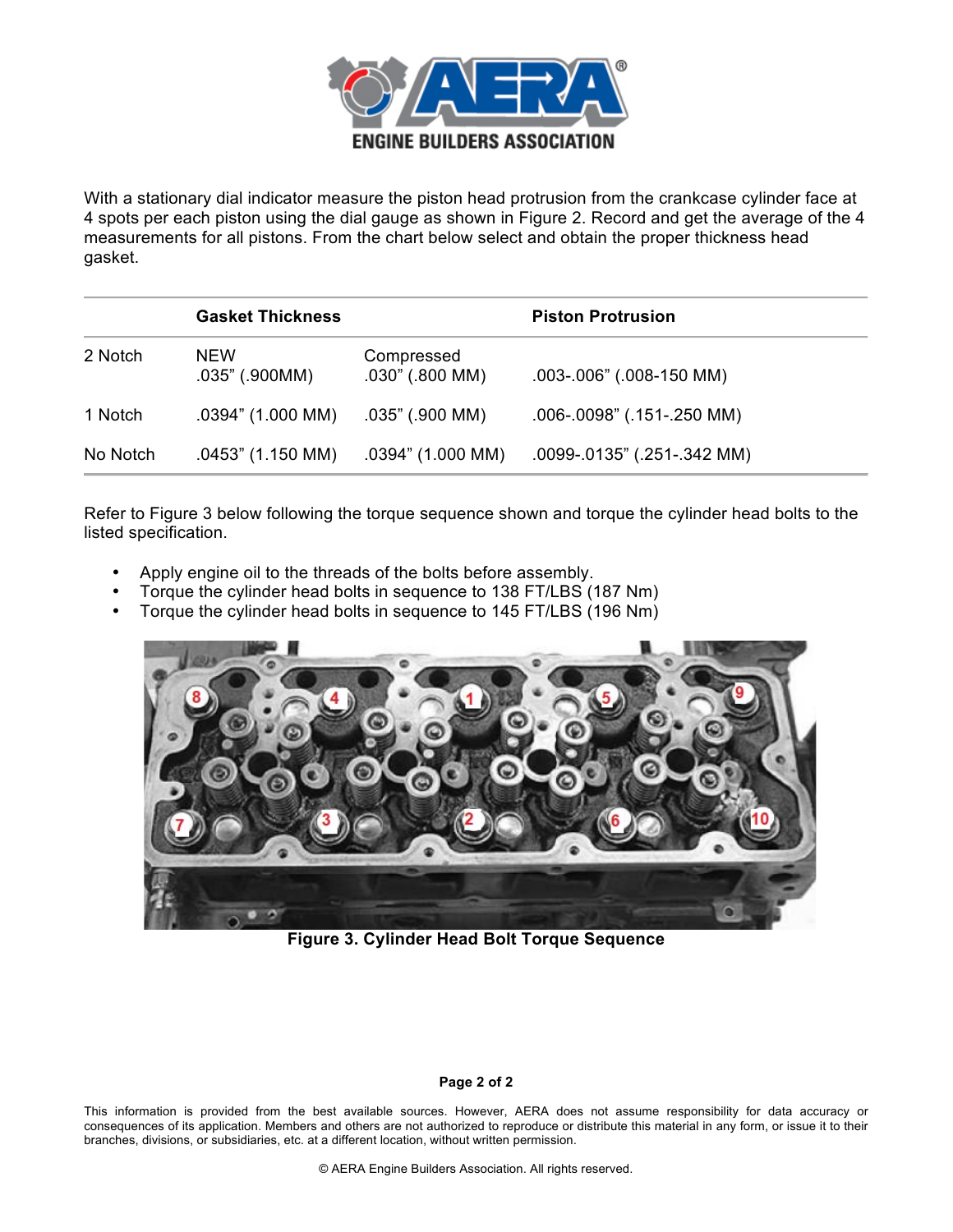With a stationary dial indicator measure the piston head protrusion from the crankcase cylinder face at 4 spots per each piston using the dial gauge as shown in Figure 2. Record and get the average of the 4 measurements for all pistons. From the chart below select and obtain the proper thickness head gasket.

| | Gasket Thickness | | Piston Protrusion |
|---|---|---|---|
| 2 Notch | NEW .035" (.900MM) | Compressed .030" (.800 MM) | .003-.006" (.008-150 MM) |
| 1 Notch | .0394" (1.000 MM) | .035" (.900 MM) | .006-.0098" (.151-.250 MM) |
| No Notch | .0453" (1.150 MM) | .0394" (1.000 MM) | .0099-.0135" (.251-.342 MM) |

Refer to Figure 3 below following the torque sequence shown and torque the cylinder head bolts to the listed specification.

- Apply engine oil to the threads of the bolts before assembly.
- Torque the cylinder head bolts in sequence to 138 FT/LBS (187 Nm)
- Torque the cylinder head bolts in sequence to 145 FT/LBS (196 Nm)

**Figure 3. Cylinder Head Bolt Torque Sequence**

This information is provided from the best available sources. However, AERA does not assume responsibility for data accuracy or consequences of its application. Members and others are not authorized to reproduce or distribute this material in any form, or issue it to their branches, divisions, or subsidiaries, etc. at a different location, without written permission.

© AERA Engine Builders Association. All rights reserved.